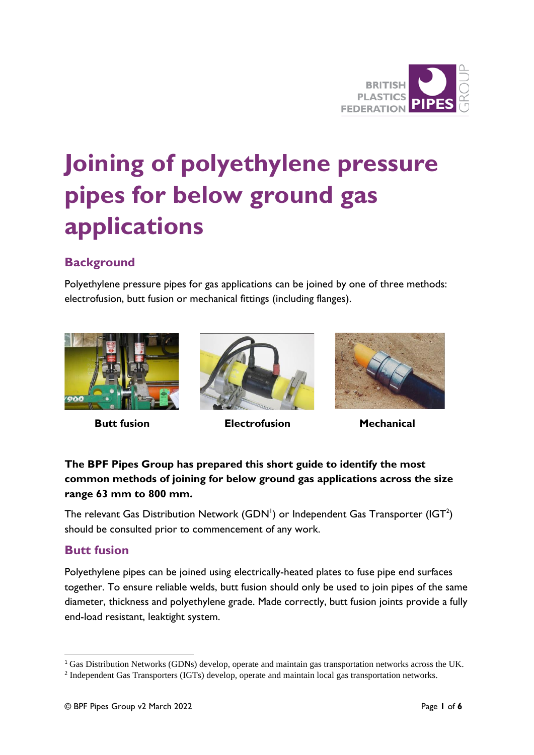# Joining of polyethylene pressure pipes for below ground gas applications

## Background

Polyethylene pressure pipes for gas applications can be joined by one of three methods: electrofusion, butt fusion or mechanical fittings (including flanges).

**Butt fusion** **Electrofusion** **Mechanical**

**The BPF Pipes Group has prepared this short guide to identify the most common methods of joining for below ground gas applications across the size range 63 mm to 800 mm.**

The relevant Gas Distribution Network (GDN[1]) or Independent Gas Transporter (IGT[2]) should be consulted prior to commencement of any work.

## Butt fusion

Polyethylene pipes can be joined using electrically-heated plates to fuse pipe end surfaces together. To ensure reliable welds, butt fusion should only be used to join pipes of the same diameter, thickness and polyethylene grade. Made correctly, butt fusion joints provide a fully end-load resistant, leaktight system.

---

[1] Gas Distribution Networks (GDNs) develop, operate and maintain gas transportation networks across the UK.

[2] Independent Gas Transporters (IGTs) develop, operate and maintain local gas transportation networks.

© BPF Pipes Group v2 March 2022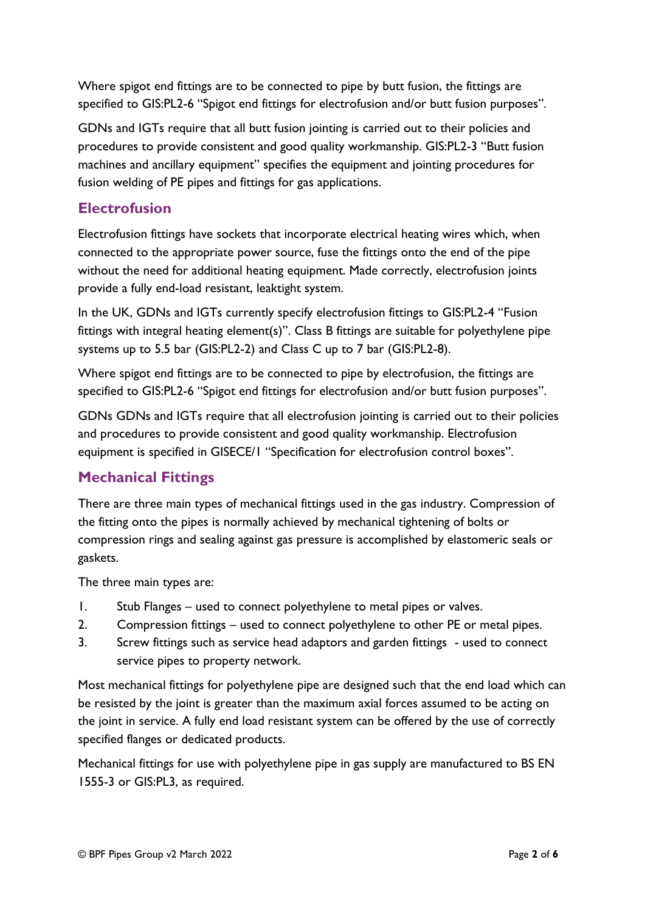Where spigot end fittings are to be connected to pipe by butt fusion, the fittings are specified to GIS:PL2-6 "Spigot end fittings for electrofusion and/or butt fusion purposes".

GDNs and IGTs require that all butt fusion jointing is carried out to their policies and procedures to provide consistent and good quality workmanship. GIS:PL2-3 "Butt fusion machines and ancillary equipment" specifies the equipment and jointing procedures for fusion welding of PE pipes and fittings for gas applications.

## Electrofusion

Electrofusion fittings have sockets that incorporate electrical heating wires which, when connected to the appropriate power source, fuse the fittings onto the end of the pipe without the need for additional heating equipment. Made correctly, electrofusion joints provide a fully end-load resistant, leaktight system.

In the UK, GDNs and IGTs currently specify electrofusion fittings to GIS:PL2-4 "Fusion fittings with integral heating element(s)". Class B fittings are suitable for polyethylene pipe systems up to 5.5 bar (GIS:PL2-2) and Class C up to 7 bar (GIS:PL2-8).

Where spigot end fittings are to be connected to pipe by electrofusion, the fittings are specified to GIS:PL2-6 "Spigot end fittings for electrofusion and/or butt fusion purposes".

GDNs GDNs and IGTs require that all electrofusion jointing is carried out to their policies and procedures to provide consistent and good quality workmanship. Electrofusion equipment is specified in GISECE/1 "Specification for electrofusion control boxes".

## Mechanical Fittings

There are three main types of mechanical fittings used in the gas industry. Compression of the fitting onto the pipes is normally achieved by mechanical tightening of bolts or compression rings and sealing against gas pressure is accomplished by elastomeric seals or gaskets.

The three main types are:

1. Stub Flanges – used to connect polyethylene to metal pipes or valves.
2. Compression fittings – used to connect polyethylene to other PE or metal pipes.
3. Screw fittings such as service head adaptors and garden fittings - used to connect service pipes to property network.

Most mechanical fittings for polyethylene pipe are designed such that the end load which can be resisted by the joint is greater than the maximum axial forces assumed to be acting on the joint in service. A fully end load resistant system can be offered by the use of correctly specified flanges or dedicated products.

Mechanical fittings for use with polyethylene pipe in gas supply are manufactured to BS EN 1555-3 or GIS:PL3, as required.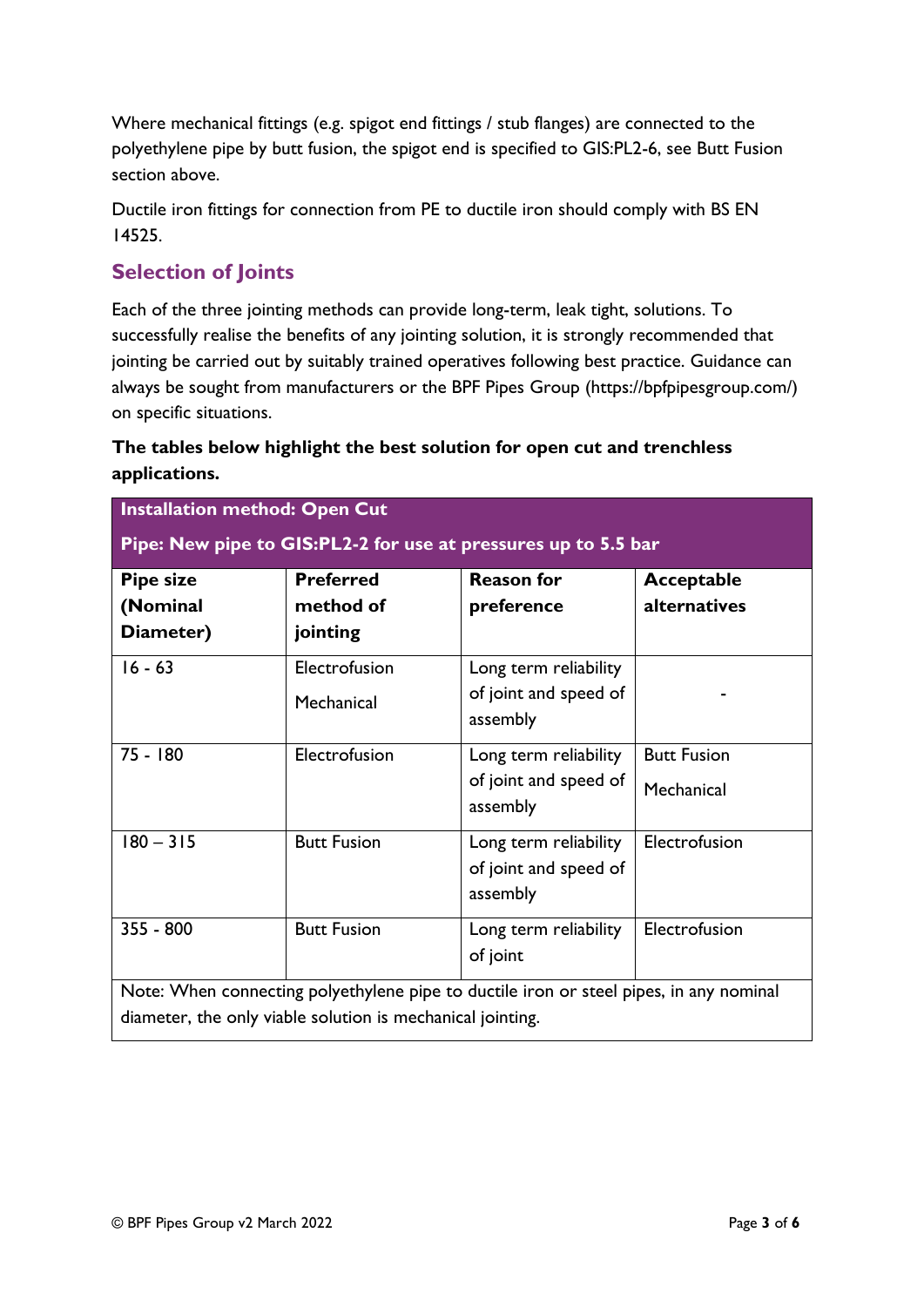Where mechanical fittings (e.g. spigot end fittings / stub flanges) are connected to the polyethylene pipe by butt fusion, the spigot end is specified to GIS:PL2-6, see Butt Fusion section above.

Ductile iron fittings for connection from PE to ductile iron should comply with BS EN 14525.

## Selection of Joints

Each of the three jointing methods can provide long-term, leak tight, solutions. To successfully realise the benefits of any jointing solution, it is strongly recommended that jointing be carried out by suitably trained operatives following best practice. Guidance can always be sought from manufacturers or the BPF Pipes Group (https://bpfpipesgroup.com/) on specific situations.

**The tables below highlight the best solution for open cut and trenchless applications.**

| **Installation method: Open Cut<br>Pipe: New pipe to GIS:PL2-2 for use at pressures up to 5.5 bar** | | | |
|---|---|---|---|
| **Pipe size (Nominal Diameter)** | **Preferred method of jointing** | **Reason for preference** | **Acceptable alternatives** |
| 16 - 63 | Electrofusion<br>Mechanical | Long term reliability of joint and speed of assembly | - |
| 75 - 180 | Electrofusion | Long term reliability of joint and speed of assembly | Butt Fusion<br>Mechanical |
| 180 – 315 | Butt Fusion | Long term reliability of joint and speed of assembly | Electrofusion |
| 355 - 800 | Butt Fusion | Long term reliability of joint | Electrofusion |
| Note: When connecting polyethylene pipe to ductile iron or steel pipes, in any nominal diameter, the only viable solution is mechanical jointing. | | | |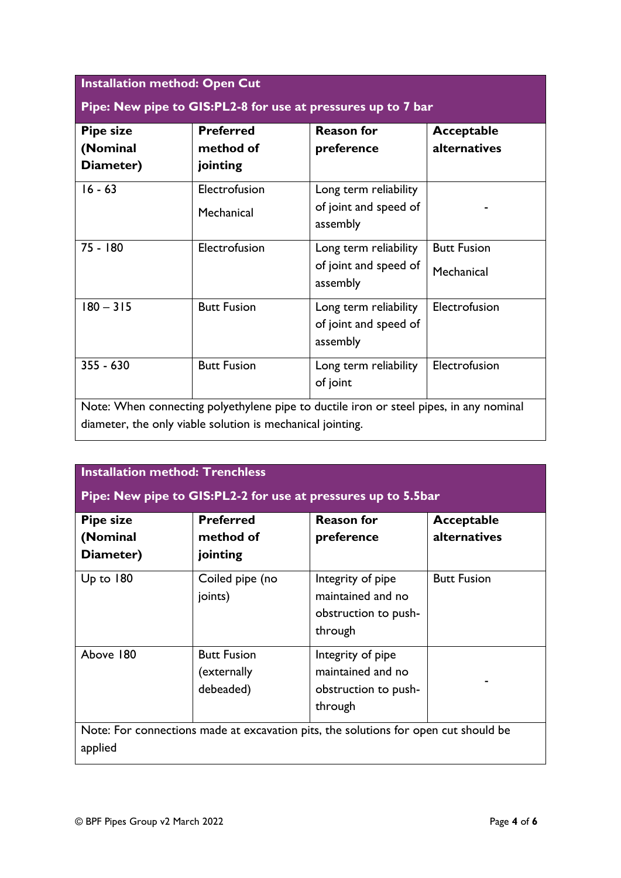| **Installation method: Open Cut**<br>**Pipe: New pipe to GIS:PL2-8 for use at pressures up to 7 bar** | | | |
|---|---|---|---|
| **Pipe size (Nominal Diameter)** | **Preferred method of jointing** | **Reason for preference** | **Acceptable alternatives** |
| 16 - 63 | Electrofusion<br>Mechanical | Long term reliability of joint and speed of assembly | - |
| 75 - 180 | Electrofusion | Long term reliability of joint and speed of assembly | Butt Fusion<br>Mechanical |
| 180 – 315 | Butt Fusion | Long term reliability of joint and speed of assembly | Electrofusion |
| 355 - 630 | Butt Fusion | Long term reliability of joint | Electrofusion |
| Note: When connecting polyethylene pipe to ductile iron or steel pipes, in any nominal diameter, the only viable solution is mechanical jointing. | | | |

| **Installation method: Trenchless**<br>**Pipe: New pipe to GIS:PL2-2 for use at pressures up to 5.5bar** | | | |
|---|---|---|---|
| **Pipe size (Nominal Diameter)** | **Preferred method of jointing** | **Reason for preference** | **Acceptable alternatives** |
| Up to 180 | Coiled pipe (no joints) | Integrity of pipe maintained and no obstruction to push-through | Butt Fusion |
| Above 180 | Butt Fusion (externally debeaded) | Integrity of pipe maintained and no obstruction to push-through | - |
| Note: For connections made at excavation pits, the solutions for open cut should be applied | | | |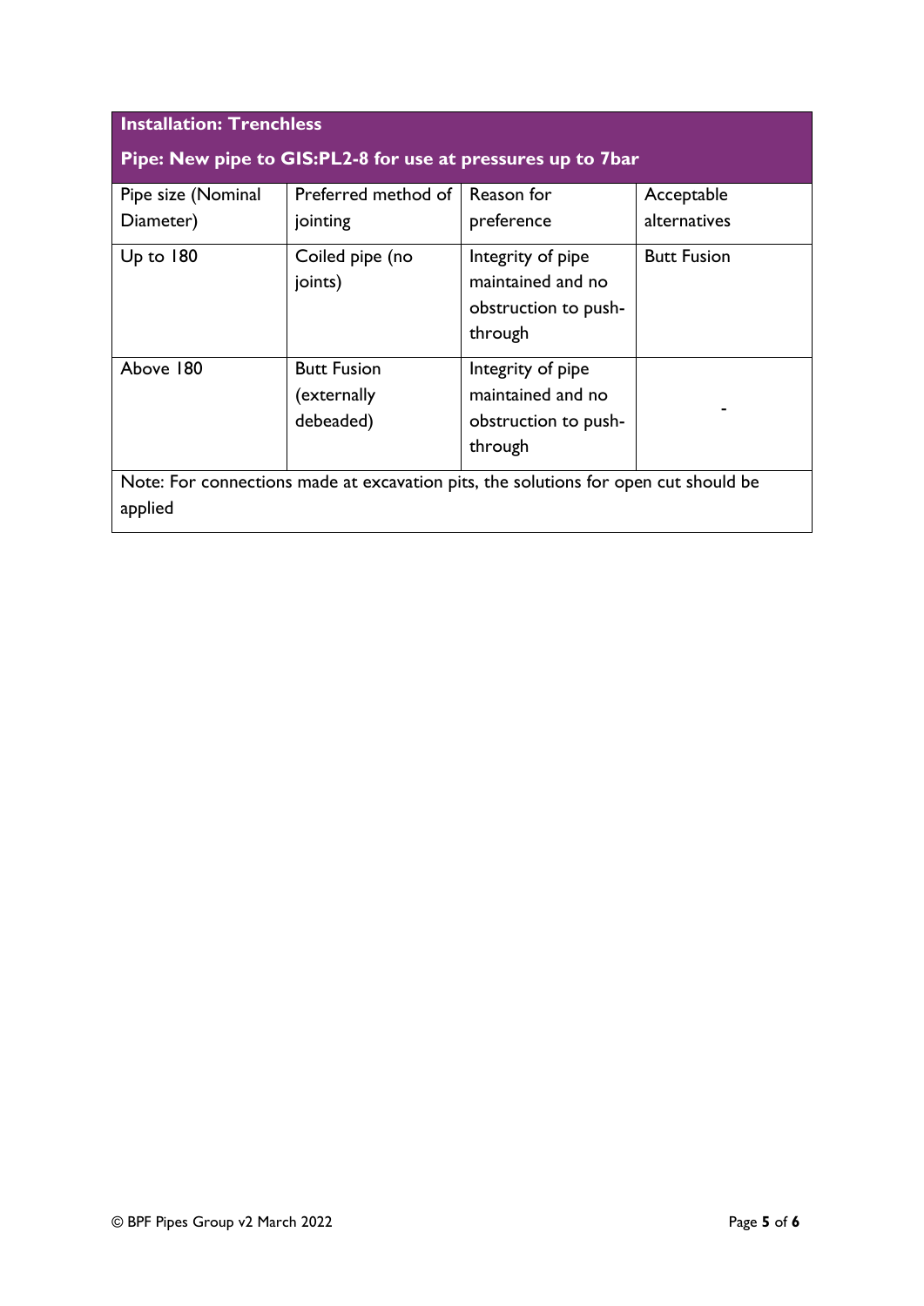| **Installation: Trenchless** | | | |
|---|---|---|---|
| **Pipe: New pipe to GIS:PL2-8 for use at pressures up to 7bar** | | | |
| Pipe size (Nominal Diameter) | Preferred method of jointing | Reason for preference | Acceptable alternatives |
| Up to 180 | Coiled pipe (no joints) | Integrity of pipe maintained and no obstruction to push-through | Butt Fusion |
| Above 180 | Butt Fusion (externally debeaded) | Integrity of pipe maintained and no obstruction to push-through | - |
| Note: For connections made at excavation pits, the solutions for open cut should be applied | | | |

© BPF Pipes Group v2 March 2022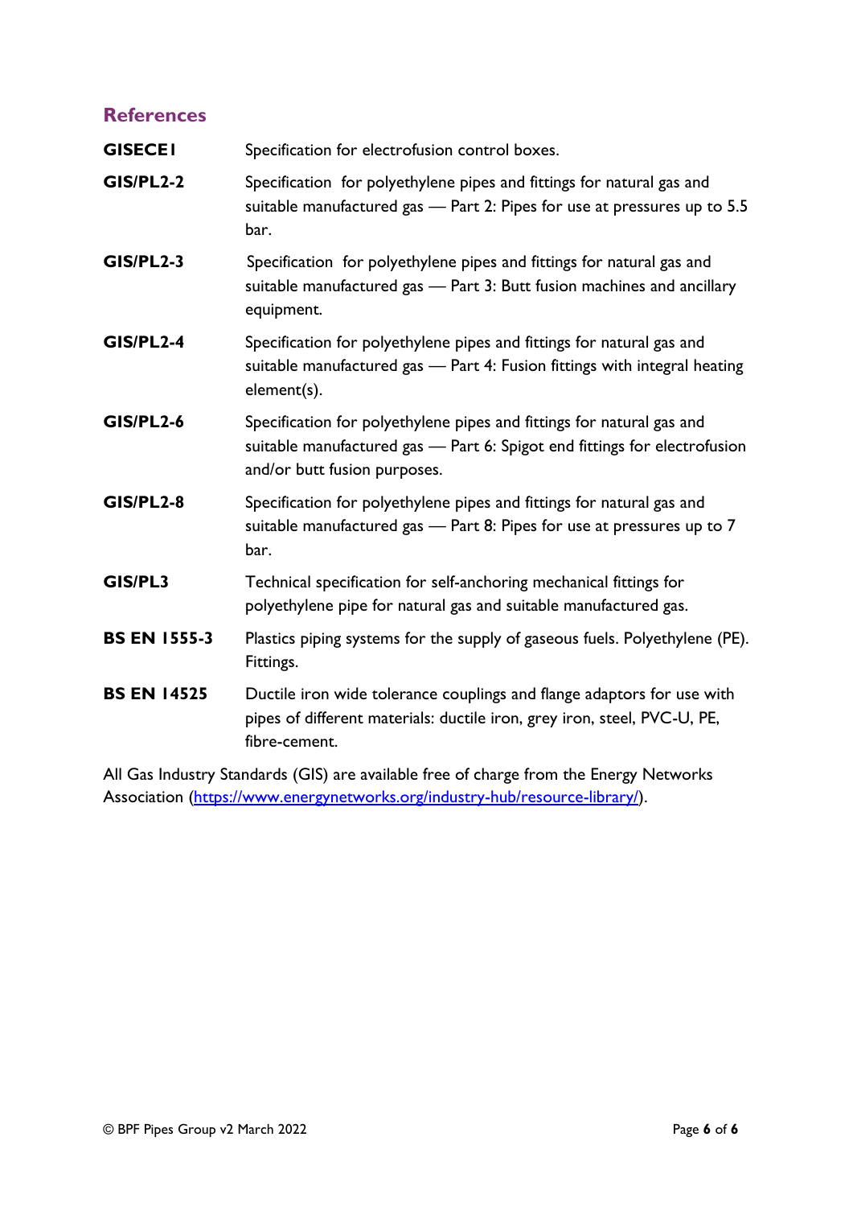## References

**GISECE1** Specification for electrofusion control boxes.

**GIS/PL2-2** Specification for polyethylene pipes and fittings for natural gas and suitable manufactured gas — Part 2: Pipes for use at pressures up to 5.5 bar.

**GIS/PL2-3** Specification for polyethylene pipes and fittings for natural gas and suitable manufactured gas — Part 3: Butt fusion machines and ancillary equipment.

**GIS/PL2-4** Specification for polyethylene pipes and fittings for natural gas and suitable manufactured gas — Part 4: Fusion fittings with integral heating element(s).

**GIS/PL2-6** Specification for polyethylene pipes and fittings for natural gas and suitable manufactured gas — Part 6: Spigot end fittings for electrofusion and/or butt fusion purposes.

**GIS/PL2-8** Specification for polyethylene pipes and fittings for natural gas and suitable manufactured gas — Part 8: Pipes for use at pressures up to 7 bar.

**GIS/PL3** Technical specification for self-anchoring mechanical fittings for polyethylene pipe for natural gas and suitable manufactured gas.

**BS EN 1555-3** Plastics piping systems for the supply of gaseous fuels. Polyethylene (PE). Fittings.

**BS EN 14525** Ductile iron wide tolerance couplings and flange adaptors for use with pipes of different materials: ductile iron, grey iron, steel, PVC-U, PE, fibre-cement.

All Gas Industry Standards (GIS) are available free of charge from the Energy Networks Association (https://www.energynetworks.org/industry-hub/resource-library/).

© BPF Pipes Group v2 March 2022